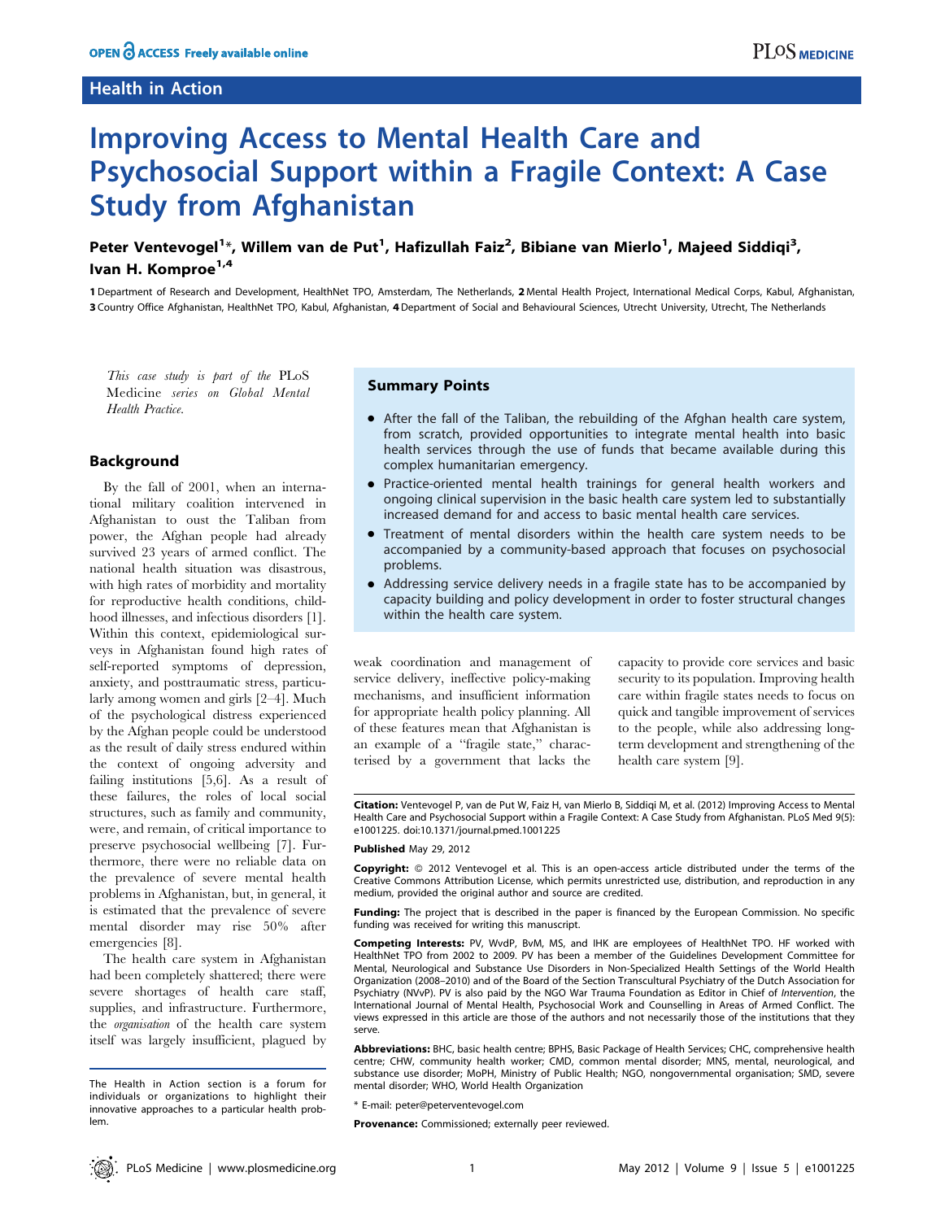Health in Action

# Improving Access to Mental Health Care and Psychosocial Support within a Fragile Context: A Case Study from Afghanistan

**Peter Ventevogel[1]\*, Willem van de Put[1], Hafizullah Faiz[2], Bibiane van Mierlo[1], Majeed Siddiqi[3], Ivan H. Komproe[1,4]**

1 Department of Research and Development, HealthNet TPO, Amsterdam, The Netherlands, 2 Mental Health Project, International Medical Corps, Kabul, Afghanistan, 3 Country Office Afghanistan, HealthNet TPO, Kabul, Afghanistan, 4 Department of Social and Behavioural Sciences, Utrecht University, Utrecht, The Netherlands

*This case study is part of the* PLoS Medicine *series on Global Mental Health Practice.*

## Summary Points

- After the fall of the Taliban, the rebuilding of the Afghan health care system, from scratch, provided opportunities to integrate mental health into basic health services through the use of funds that became available during this complex humanitarian emergency.
- Practice-oriented mental health trainings for general health workers and ongoing clinical supervision in the basic health care system led to substantially increased demand for and access to basic mental health care services.
- Treatment of mental disorders within the health care system needs to be accompanied by a community-based approach that focuses on psychosocial problems.
- Addressing service delivery needs in a fragile state has to be accompanied by capacity building and policy development in order to foster structural changes within the health care system.

## Background

By the fall of 2001, when an international military coalition intervened in Afghanistan to oust the Taliban from power, the Afghan people had already survived 23 years of armed conflict. The national health situation was disastrous, with high rates of morbidity and mortality for reproductive health conditions, childhood illnesses, and infectious disorders [1]. Within this context, epidemiological surveys in Afghanistan found high rates of self-reported symptoms of depression, anxiety, and posttraumatic stress, particularly among women and girls [2–4]. Much of the psychological distress experienced by the Afghan people could be understood as the result of daily stress endured within the context of ongoing adversity and failing institutions [5,6]. As a result of these failures, the roles of local social structures, such as family and community, were, and remain, of critical importance to preserve psychosocial wellbeing [7]. Furthermore, there were no reliable data on the prevalence of severe mental health problems in Afghanistan, but, in general, it is estimated that the prevalence of severe mental disorder may rise 50% after emergencies [8].

The health care system in Afghanistan had been completely shattered; there were severe shortages of health care staff, supplies, and infrastructure. Furthermore, the *organisation* of the health care system itself was largely insufficient, plagued by weak coordination and management of service delivery, ineffective policy-making mechanisms, and insufficient information for appropriate health policy planning. All of these features mean that Afghanistan is an example of a "fragile state," characterised by a government that lacks the capacity to provide core services and basic security to its population. Improving health care within fragile states needs to focus on quick and tangible improvement of services to the people, while also addressing long-term development and strengthening of the health care system [9].

The Health in Action section is a forum for individuals or organizations to highlight their innovative approaches to a particular health problem.

**Citation:** Ventevogel P, van de Put W, Faiz H, van Mierlo B, Siddiqi M, et al. (2012) Improving Access to Mental Health Care and Psychosocial Support within a Fragile Context: A Case Study from Afghanistan. PLoS Med 9(5): e1001225. doi:10.1371/journal.pmed.1001225

**Published** May 29, 2012

**Copyright:** © 2012 Ventevogel et al. This is an open-access article distributed under the terms of the Creative Commons Attribution License, which permits unrestricted use, distribution, and reproduction in any medium, provided the original author and source are credited.

**Funding:** The project that is described in the paper is financed by the European Commission. No specific funding was received for writing this manuscript.

**Competing Interests:** PV, WvdP, BvM, MS, and IHK are employees of HealthNet TPO. HF worked with HealthNet TPO from 2002 to 2009. PV has been a member of the Guidelines Development Committee for Mental, Neurological and Substance Use Disorders in Non-Specialized Health Settings of the World Health Organization (2008–2010) and of the Board of the Section Transcultural Psychiatry of the Dutch Association for Psychiatry (NVvP). PV is also paid by the NGO War Trauma Foundation as Editor in Chief of *Intervention*, the International Journal of Mental Health, Psychosocial Work and Counselling in Areas of Armed Conflict. The views expressed in this article are those of the authors and not necessarily those of the institutions that they serve.

**Abbreviations:** BHC, basic health centre; BPHS, Basic Package of Health Services; CHC, comprehensive health centre; CHW, community health worker; CMD, common mental disorder; MNS, mental, neurological, and substance use disorder; MoPH, Ministry of Public Health; NGO, nongovernmental organisation; SMD, severe mental disorder; WHO, World Health Organization

\* E-mail: peter@peterventevogel.com

**Provenance:** Commissioned; externally peer reviewed.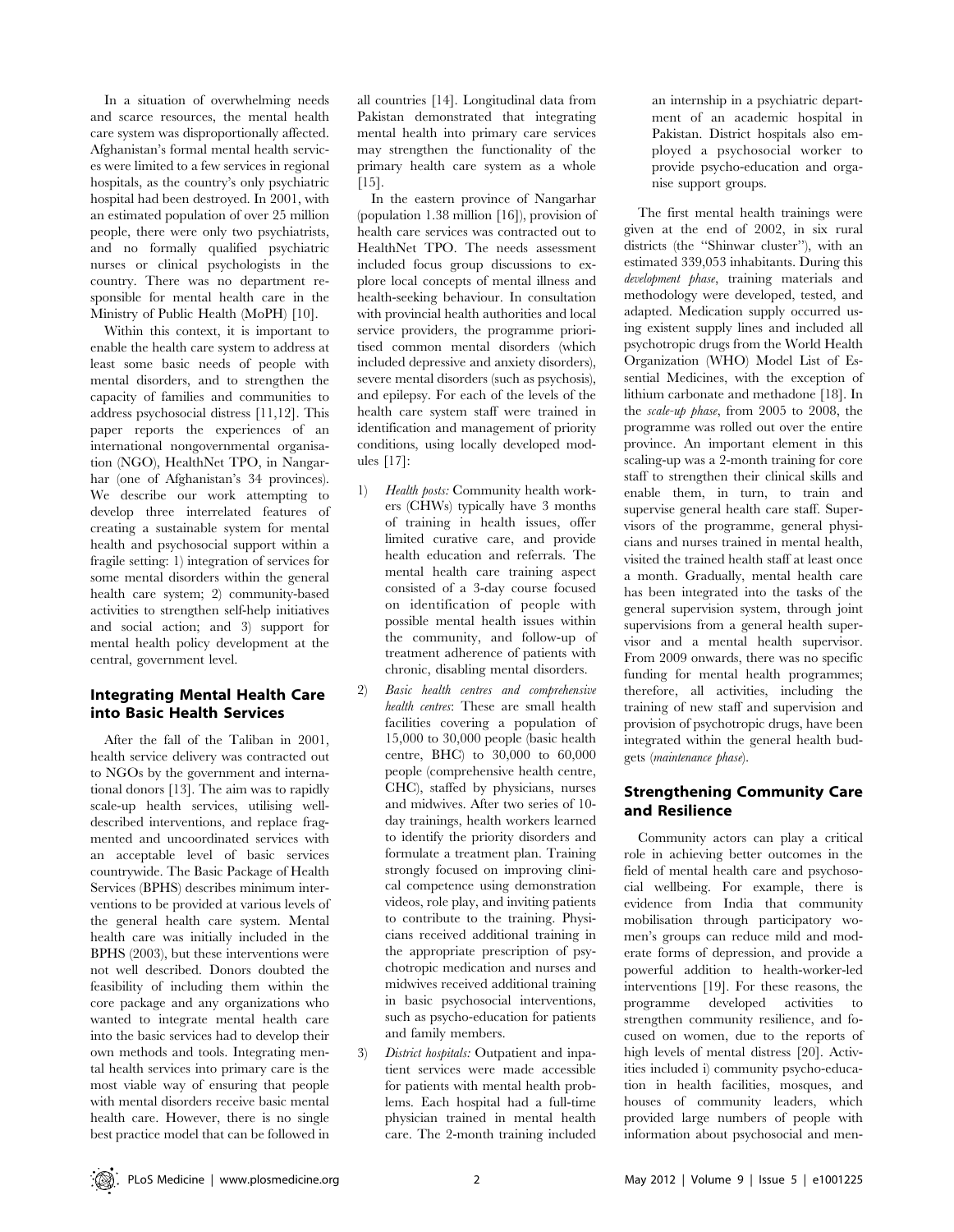In a situation of overwhelming needs and scarce resources, the mental health care system was disproportionally affected. Afghanistan's formal mental health services were limited to a few services in regional hospitals, as the country's only psychiatric hospital had been destroyed. In 2001, with an estimated population of over 25 million people, there were only two psychiatrists, and no formally qualified psychiatric nurses or clinical psychologists in the country. There was no department responsible for mental health care in the Ministry of Public Health (MoPH) [10].

Within this context, it is important to enable the health care system to address at least some basic needs of people with mental disorders, and to strengthen the capacity of families and communities to address psychosocial distress [11,12]. This paper reports the experiences of an international nongovernmental organisation (NGO), HealthNet TPO, in Nangarhar (one of Afghanistan's 34 provinces). We describe our work attempting to develop three interrelated features of creating a sustainable system for mental health and psychosocial support within a fragile setting: 1) integration of services for some mental disorders within the general health care system; 2) community-based activities to strengthen self-help initiatives and social action; and 3) support for mental health policy development at the central, government level.

## Integrating Mental Health Care into Basic Health Services

After the fall of the Taliban in 2001, health service delivery was contracted out to NGOs by the government and international donors [13]. The aim was to rapidly scale-up health services, utilising well-described interventions, and replace fragmented and uncoordinated services with an acceptable level of basic services countrywide. The Basic Package of Health Services (BPHS) describes minimum interventions to be provided at various levels of the general health care system. Mental health care was initially included in the BPHS (2003), but these interventions were not well described. Donors doubted the feasibility of including them within the core package and any organizations who wanted to integrate mental health care into the basic services had to develop their own methods and tools. Integrating mental health services into primary care is the most viable way of ensuring that people with mental disorders receive basic mental health care. However, there is no single best practice model that can be followed in all countries [14]. Longitudinal data from Pakistan demonstrated that integrating mental health into primary care services may strengthen the functionality of the primary health care system as a whole [15].

In the eastern province of Nangarhar (population 1.38 million [16]), provision of health care services was contracted out to HealthNet TPO. The needs assessment included focus group discussions to explore local concepts of mental illness and health-seeking behaviour. In consultation with provincial health authorities and local service providers, the programme prioritised common mental disorders (which included depressive and anxiety disorders), severe mental disorders (such as psychosis), and epilepsy. For each of the levels of the health care system staff were trained in identification and management of priority conditions, using locally developed modules [17]:

1) *Health posts:* Community health workers (CHWs) typically have 3 months of training in health issues, offer limited curative care, and provide health education and referrals. The mental health care training aspect consisted of a 3-day course focused on identification of people with possible mental health issues within the community, and follow-up of treatment adherence of patients with chronic, disabling mental disorders.
2) *Basic health centres and comprehensive health centres*: These are small health facilities covering a population of 15,000 to 30,000 people (basic health centre, BHC) to 30,000 to 60,000 people (comprehensive health centre, CHC), staffed by physicians, nurses and midwives. After two series of 10-day trainings, health workers learned to identify the priority disorders and formulate a treatment plan. Training strongly focused on improving clinical competence using demonstration videos, role play, and inviting patients to contribute to the training. Physicians received additional training in the appropriate prescription of psychotropic medication and nurses and midwives received additional training in basic psychosocial interventions, such as psycho-education for patients and family members.
3) *District hospitals:* Outpatient and inpatient services were made accessible for patients with mental health problems. Each hospital had a full-time physician trained in mental health care. The 2-month training included an internship in a psychiatric department of an academic hospital in Pakistan. District hospitals also employed a psychosocial worker to provide psycho-education and organise support groups.

The first mental health trainings were given at the end of 2002, in six rural districts (the "Shinwar cluster"), with an estimated 339,053 inhabitants. During this *development phase*, training materials and methodology were developed, tested, and adapted. Medication supply occurred using existent supply lines and included all psychotropic drugs from the World Health Organization (WHO) Model List of Essential Medicines, with the exception of lithium carbonate and methadone [18]. In the *scale-up phase*, from 2005 to 2008, the programme was rolled out over the entire province. An important element in this scaling-up was a 2-month training for core staff to strengthen their clinical skills and enable them, in turn, to train and supervise general health care staff. Supervisors of the programme, general physicians and nurses trained in mental health, visited the trained health staff at least once a month. Gradually, mental health care has been integrated into the tasks of the general supervision system, through joint supervisions from a general health supervisor and a mental health supervisor. From 2009 onwards, there was no specific funding for mental health programmes; therefore, all activities, including the training of new staff and supervision and provision of psychotropic drugs, have been integrated within the general health budgets (*maintenance phase*).

## Strengthening Community Care and Resilience

Community actors can play a critical role in achieving better outcomes in the field of mental health care and psychosocial wellbeing. For example, there is evidence from India that community mobilisation through participatory women's groups can reduce mild and moderate forms of depression, and provide a powerful addition to health-worker-led interventions [19]. For these reasons, the programme developed activities to strengthen community resilience, and focused on women, due to the reports of high levels of mental distress [20]. Activities included i) community psycho-education in health facilities, mosques, and houses of community leaders, which provided large numbers of people with information about psychosocial and men-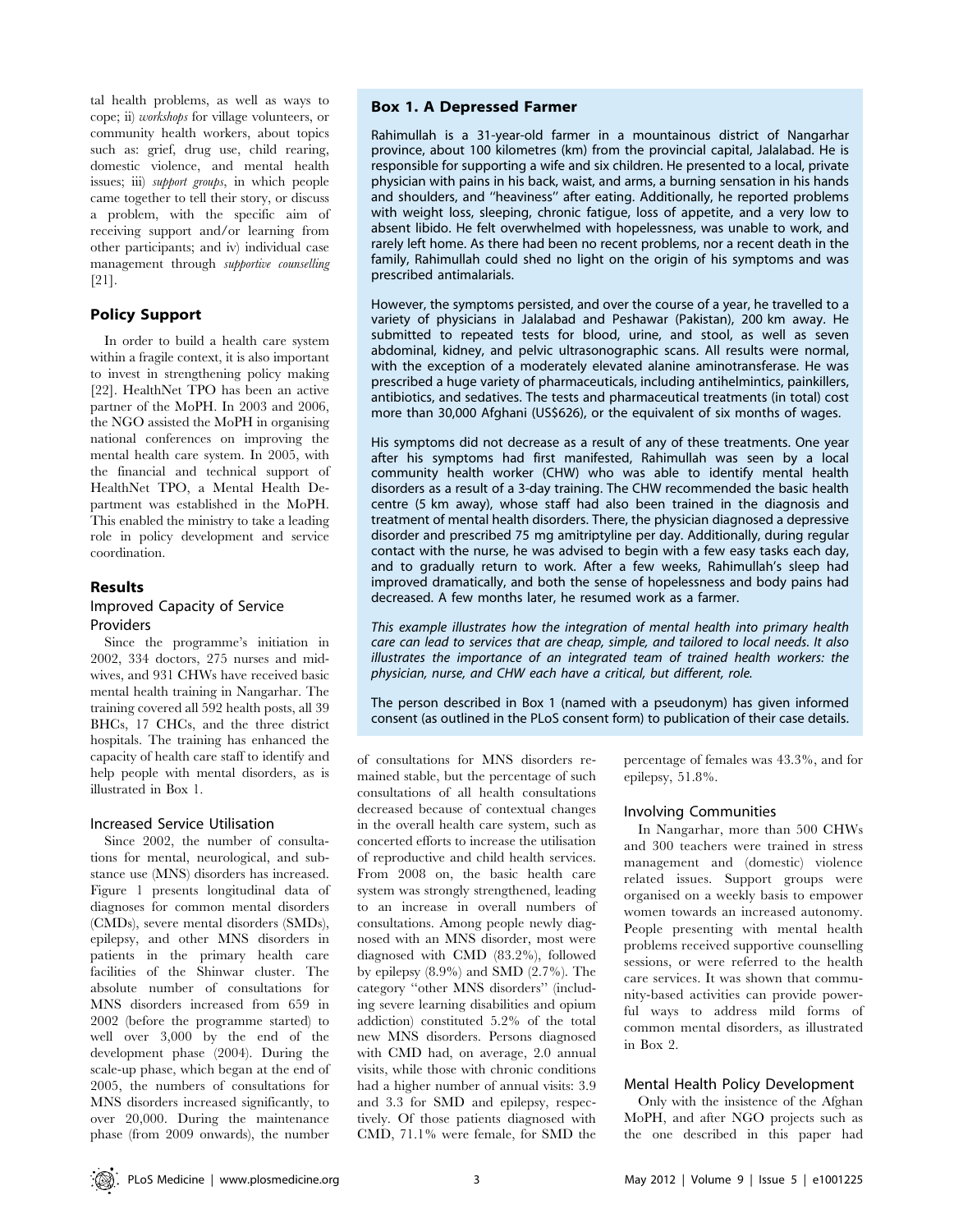tal health problems, as well as ways to cope; ii) *workshops* for village volunteers, or community health workers, about topics such as: grief, drug use, child rearing, domestic violence, and mental health issues; iii) *support groups*, in which people came together to tell their story, or discuss a problem, with the specific aim of receiving support and/or learning from other participants; and iv) individual case management through *supportive counselling* [21].

## Policy Support

In order to build a health care system within a fragile context, it is also important to invest in strengthening policy making [22]. HealthNet TPO has been an active partner of the MoPH. In 2003 and 2006, the NGO assisted the MoPH in organising national conferences on improving the mental health care system. In 2005, with the financial and technical support of HealthNet TPO, a Mental Health Department was established in the MoPH. This enabled the ministry to take a leading role in policy development and service coordination.

## Results

### Improved Capacity of Service Providers

Since the programme's initiation in 2002, 334 doctors, 275 nurses and midwives, and 931 CHWs have received basic mental health training in Nangarhar. The training covered all 592 health posts, all 39 BHCs, 17 CHCs, and the three district hospitals. The training has enhanced the capacity of health care staff to identify and help people with mental disorders, as is illustrated in Box 1.

### Increased Service Utilisation

Since 2002, the number of consultations for mental, neurological, and substance use (MNS) disorders has increased. Figure 1 presents longitudinal data of diagnoses for common mental disorders (CMDs), severe mental disorders (SMDs), epilepsy, and other MNS disorders in patients in the primary health care facilities of the Shinwar cluster. The absolute number of consultations for MNS disorders increased from 659 in 2002 (before the programme started) to well over 3,000 by the end of the development phase (2004). During the scale-up phase, which began at the end of 2005, the numbers of consultations for MNS disorders increased significantly, to over 20,000. During the maintenance phase (from 2009 onwards), the number of consultations for MNS disorders remained stable, but the percentage of such consultations of all health consultations decreased because of contextual changes in the overall health care system, such as concerted efforts to increase the utilisation of reproductive and child health services. From 2008 on, the basic health care system was strongly strengthened, leading to an increase in overall numbers of consultations. Among people newly diagnosed with an MNS disorder, most were diagnosed with CMD (83.2%), followed by epilepsy (8.9%) and SMD (2.7%). The category "other MNS disorders" (including severe learning disabilities and opium addiction) constituted 5.2% of the total new MNS disorders. Persons diagnosed with CMD had, on average, 2.0 annual visits, while those with chronic conditions had a higher number of annual visits: 3.9 and 3.3 for SMD and epilepsy, respectively. Of those patients diagnosed with CMD, 71.1% were female, for SMD the percentage of females was 43.3%, and for epilepsy, 51.8%.

### Involving Communities

In Nangarhar, more than 500 CHWs and 300 teachers were trained in stress management and (domestic) violence related issues. Support groups were organised on a weekly basis to empower women towards an increased autonomy. People presenting with mental health problems received supportive counselling sessions, or were referred to the health care services. It was shown that community-based activities can provide powerful ways to address mild forms of common mental disorders, as illustrated in Box 2.

### Mental Health Policy Development

Only with the insistence of the Afghan MoPH, and after NGO projects such as the one described in this paper had

---

**Box 1. A Depressed Farmer**

Rahimullah is a 31-year-old farmer in a mountainous district of Nangarhar province, about 100 kilometres (km) from the provincial capital, Jalalabad. He is responsible for supporting a wife and six children. He presented to a local, private physician with pains in his back, waist, and arms, a burning sensation in his hands and shoulders, and "heaviness" after eating. Additionally, he reported problems with weight loss, sleeping, chronic fatigue, loss of appetite, and a very low to absent libido. He felt overwhelmed with hopelessness, was unable to work, and rarely left home. As there had been no recent problems, nor a recent death in the family, Rahimullah could shed no light on the origin of his symptoms and was prescribed antimalarials.

However, the symptoms persisted, and over the course of a year, he travelled to a variety of physicians in Jalalabad and Peshawar (Pakistan), 200 km away. He submitted to repeated tests for blood, urine, and stool, as well as seven abdominal, kidney, and pelvic ultrasonographic scans. All results were normal, with the exception of a moderately elevated alanine aminotransferase. He was prescribed a huge variety of pharmaceuticals, including antihelmintics, painkillers, antibiotics, and sedatives. The tests and pharmaceutical treatments (in total) cost more than 30,000 Afghani (US$626), or the equivalent of six months of wages.

His symptoms did not decrease as a result of any of these treatments. One year after his symptoms had first manifested, Rahimullah was seen by a local community health worker (CHW) who was able to identify mental health disorders as a result of a 3-day training. The CHW recommended the basic health centre (5 km away), whose staff had also been trained in the diagnosis and treatment of mental health disorders. There, the physician diagnosed a depressive disorder and prescribed 75 mg amitriptyline per day. Additionally, during regular contact with the nurse, he was advised to begin with a few easy tasks each day, and to gradually return to work. After a few weeks, Rahimullah's sleep had improved dramatically, and both the sense of hopelessness and body pains had decreased. A few months later, he resumed work as a farmer.

*This example illustrates how the integration of mental health into primary health care can lead to services that are cheap, simple, and tailored to local needs. It also illustrates the importance of an integrated team of trained health workers: the physician, nurse, and CHW each have a critical, but different, role.*

The person described in Box 1 (named with a pseudonym) has given informed consent (as outlined in the PLoS consent form) to publication of their case details.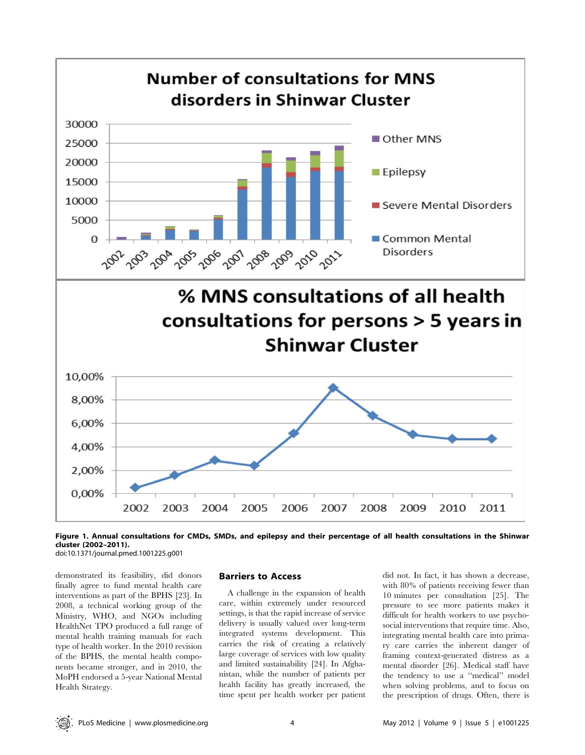**Figure 1. Annual consultations for CMDs, SMDs, and epilepsy and their percentage of all health consultations in the Shinwar cluster (2002–2011).**
doi:10.1371/journal.pmed.1001225.g001

demonstrated its feasibility, did donors finally agree to fund mental health care interventions as part of the BPHS [23]. In 2008, a technical working group of the Ministry, WHO, and NGOs including HealthNet TPO produced a full range of mental health training manuals for each type of health worker. In the 2010 revision of the BPHS, the mental health components became stronger, and in 2010, the MoPH endorsed a 5-year National Mental Health Strategy.

## Barriers to Access

A challenge in the expansion of health care, within extremely under resourced settings, is that the rapid increase of service delivery is usually valued over long-term integrated systems development. This carries the risk of creating a relatively large coverage of services with low quality and limited sustainability [24]. In Afghanistan, while the number of patients per health facility has greatly increased, the time spent per health worker per patient did not. In fact, it has shown a decrease, with 80% of patients receiving fewer than 10 minutes per consultation [25]. The pressure to see more patients makes it difficult for health workers to use psychosocial interventions that require time. Also, integrating mental health care into primary care carries the inherent danger of framing context-generated distress as a mental disorder [26]. Medical staff have the tendency to use a "medical" model when solving problems, and to focus on the prescription of drugs. Often, there is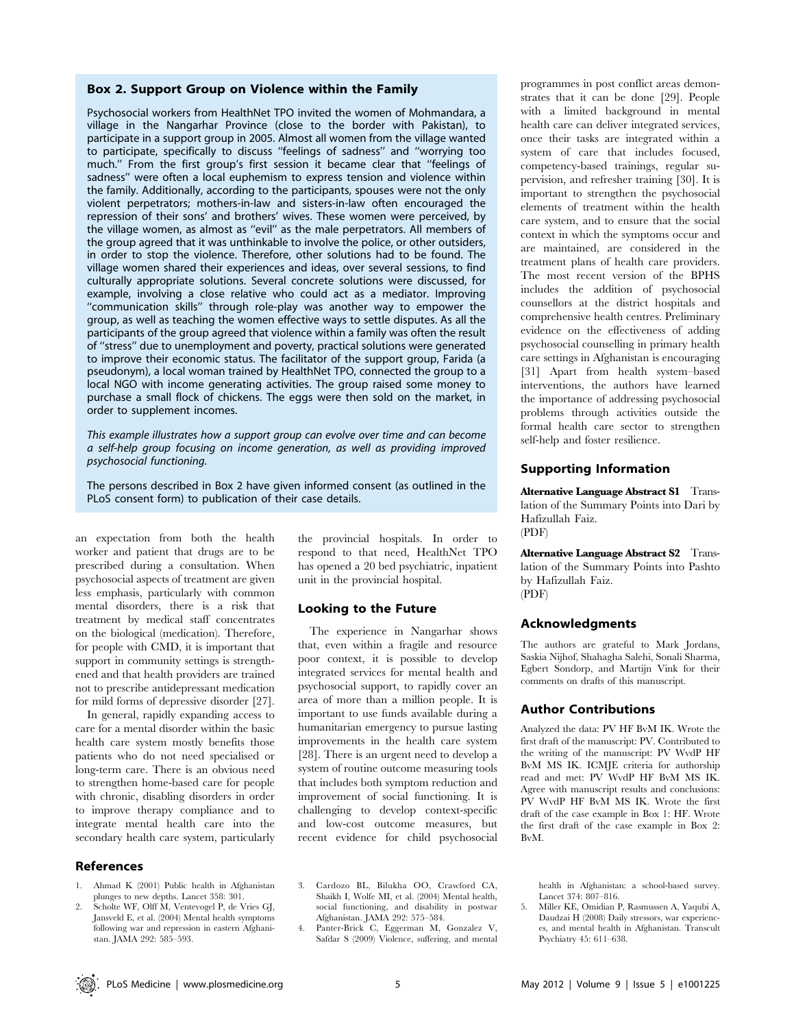### Box 2. Support Group on Violence within the Family

Psychosocial workers from HealthNet TPO invited the women of Mohmandara, a village in the Nangarhar Province (close to the border with Pakistan), to participate in a support group in 2005. Almost all women from the village wanted to participate, specifically to discuss ''feelings of sadness'' and ''worrying too much.'' From the first group's first session it became clear that ''feelings of sadness'' were often a local euphemism to express tension and violence within the family. Additionally, according to the participants, spouses were not the only violent perpetrators; mothers-in-law and sisters-in-law often encouraged the repression of their sons' and brothers' wives. These women were perceived, by the village women, as almost as ''evil'' as the male perpetrators. All members of the group agreed that it was unthinkable to involve the police, or other outsiders, in order to stop the violence. Therefore, other solutions had to be found. The village women shared their experiences and ideas, over several sessions, to find culturally appropriate solutions. Several concrete solutions were discussed, for example, involving a close relative who could act as a mediator. Improving ''communication skills'' through role-play was another way to empower the group, as well as teaching the women effective ways to settle disputes. As all the participants of the group agreed that violence within a family was often the result of ''stress'' due to unemployment and poverty, practical solutions were generated to improve their economic status. The facilitator of the support group, Farida (a pseudonym), a local woman trained by HealthNet TPO, connected the group to a local NGO with income generating activities. The group raised some money to purchase a small flock of chickens. The eggs were then sold on the market, in order to supplement incomes.

*This example illustrates how a support group can evolve over time and can become a self-help group focusing on income generation, as well as providing improved psychosocial functioning.*

The persons described in Box 2 have given informed consent (as outlined in the PLoS consent form) to publication of their case details.

an expectation from both the health worker and patient that drugs are to be prescribed during a consultation. When psychosocial aspects of treatment are given less emphasis, particularly with common mental disorders, there is a risk that treatment by medical staff concentrates on the biological (medication). Therefore, for people with CMD, it is important that support in community settings is strengthened and that health providers are trained not to prescribe antidepressant medication for mild forms of depressive disorder [27].

In general, rapidly expanding access to care for a mental disorder within the basic health care system mostly benefits those patients who do not need specialised or long-term care. There is an obvious need to strengthen home-based care for people with chronic, disabling disorders in order to improve therapy compliance and to integrate mental health care into the secondary health care system, particularly the provincial hospitals. In order to respond to that need, HealthNet TPO has opened a 20 bed psychiatric, inpatient unit in the provincial hospital.

## Looking to the Future

The experience in Nangarhar shows that, even within a fragile and resource poor context, it is possible to develop integrated services for mental health and psychosocial support, to rapidly cover an area of more than a million people. It is important to use funds available during a humanitarian emergency to pursue lasting improvements in the health care system [28]. There is an urgent need to develop a system of routine outcome measuring tools that includes both symptom reduction and improvement of social functioning. It is challenging to develop context-specific and low-cost outcome measures, but recent evidence for child psychosocial programmes in post conflict areas demonstrates that it can be done [29]. People with a limited background in mental health care can deliver integrated services, once their tasks are integrated within a system of care that includes focused, competency-based trainings, regular supervision, and refresher training [30]. It is important to strengthen the psychosocial elements of treatment within the health care system, and to ensure that the social context in which the symptoms occur and are maintained, are considered in the treatment plans of health care providers. The most recent version of the BPHS includes the addition of psychosocial counsellors at the district hospitals and comprehensive health centres. Preliminary evidence on the effectiveness of adding psychosocial counselling in primary health care settings in Afghanistan is encouraging [31] Apart from health system–based interventions, the authors have learned the importance of addressing psychosocial problems through activities outside the formal health care sector to strengthen self-help and foster resilience.

## Supporting Information

**Alternative Language Abstract S1** Translation of the Summary Points into Dari by Hafizullah Faiz. (PDF)

**Alternative Language Abstract S2** Translation of the Summary Points into Pashto by Hafizullah Faiz. (PDF)

## Acknowledgments

The authors are grateful to Mark Jordans, Saskia Nijhof, Shahagha Salehi, Sonali Sharma, Egbert Sondorp, and Martijn Vink for their comments on drafts of this manuscript.

## Author Contributions

Analyzed the data: PV HF BvM IK. Wrote the first draft of the manuscript: PV. Contributed to the writing of the manuscript: PV WvdP HF BvM MS IK. ICMJE criteria for authorship read and met: PV WvdP HF BvM MS IK. Agree with manuscript results and conclusions: PV WvdP HF BvM MS IK. Wrote the first draft of the case example in Box 1: HF. Wrote the first draft of the case example in Box 2: BvM.

## References

1. Ahmad K (2001) Public health in Afghanistan plunges to new depths. Lancet 358: 301.
2. Scholte WF, Olff M, Ventevogel P, de Vries GJ, Jansveld E, et al. (2004) Mental health symptoms following war and repression in eastern Afghanistan. JAMA 292: 585–593.
3. Cardozo BL, Bilukha OO, Crawford CA, Shaikh I, Wolfe MI, et al. (2004) Mental health, social functioning, and disability in postwar Afghanistan. JAMA 292: 575–584.
4. Panter-Brick C, Eggerman M, Gonzalez V, Safdar S (2009) Violence, suffering, and mental health in Afghanistan: a school-based survey. Lancet 374: 807–816.
5. Miller KE, Omidian P, Rasmussen A, Yaqubi A, Daudzai H (2008) Daily stressors, war experiences, and mental health in Afghanistan. Transcult Psychiatry 45: 611–638.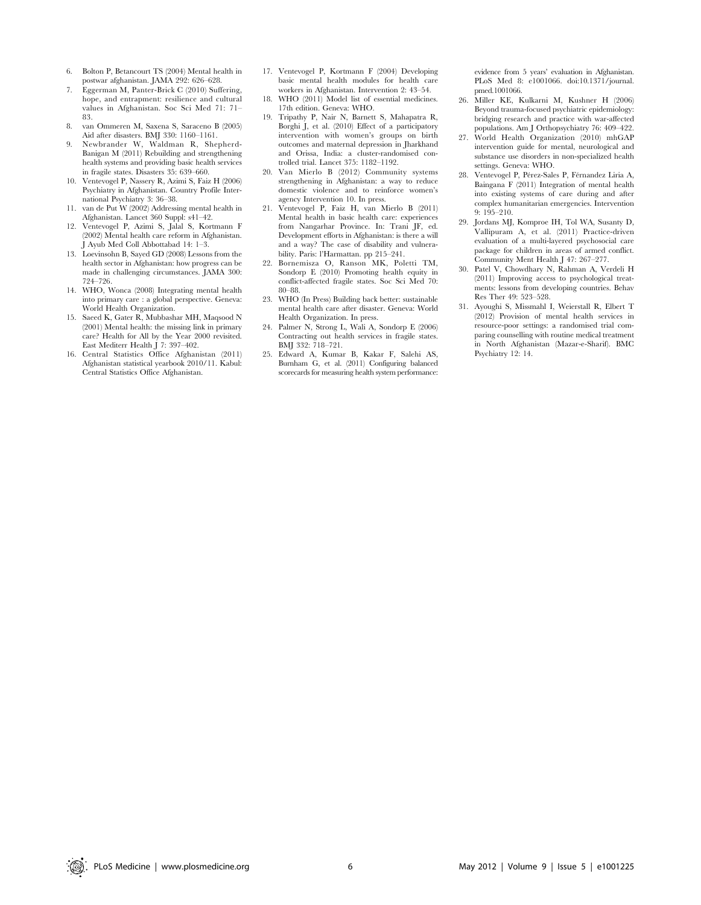6. Bolton P, Betancourt TS (2004) Mental health in postwar afghanistan. JAMA 292: 626–628.
7. Eggerman M, Panter-Brick C (2010) Suffering, hope, and entrapment: resilience and cultural values in Afghanistan. Soc Sci Med 71: 71–83.
8. van Ommeren M, Saxena S, Saraceno B (2005) Aid after disasters. BMJ 330: 1160–1161.
9. Newbrander W, Waldman R, Shepherd-Banigan M (2011) Rebuilding and strengthening health systems and providing basic health services in fragile states. Disasters 35: 639–660.
10. Ventevogel P, Nassery R, Azimi S, Faiz H (2006) Psychiatry in Afghanistan. Country Profile International Psychiatry 3: 36–38.
11. van de Put W (2002) Addressing mental health in Afghanistan. Lancet 360 Suppl: s41–42.
12. Ventevogel P, Azimi S, Jalal S, Kortmann F (2002) Mental health care reform in Afghanistan. J Ayub Med Coll Abbottabad 14: 1–3.
13. Loevinsohn B, Sayed GD (2008) Lessons from the health sector in Afghanistan: how progress can be made in challenging circumstances. JAMA 300: 724–726.
14. WHO, Wonca (2008) Integrating mental health into primary care : a global perspective. Geneva: World Health Organization.
15. Saeed K, Gater R, Mubbashar MH, Maqsood N (2001) Mental health: the missing link in primary care? Health for All by the Year 2000 revisited. East Mediterr Health J 7: 397–402.
16. Central Statistics Office Afghanistan (2011) Afghanistan statistical yearbook 2010/11. Kabul: Central Statistics Office Afghanistan.
17. Ventevogel P, Kortmann F (2004) Developing basic mental health modules for health care workers in Afghanistan. Intervention 2: 43–54.
18. WHO (2011) Model list of essential medicines. 17th edition. Geneva: WHO.
19. Tripathy P, Nair N, Barnett S, Mahapatra R, Borghi J, et al. (2010) Effect of a participatory intervention with women's groups on birth outcomes and maternal depression in Jharkhand and Orissa, India: a cluster-randomised controlled trial. Lancet 375: 1182–1192.
20. Van Mierlo B (2012) Community systems strengthening in Afghanistan: a way to reduce domestic violence and to reinforce women's agency Intervention 10. In press.
21. Ventevogel P, Faiz H, van Mierlo B (2011) Mental health in basic health care: experiences from Nangarhar Province. In: Trani JF, ed. Development efforts in Afghanistan: is there a will and a way? The case of disability and vulnerability. Paris: l'Harmattan. pp 215–241.
22. Bornemisza O, Ranson MK, Poletti TM, Sondorp E (2010) Promoting health equity in conflict-affected fragile states. Soc Sci Med 70: 80–88.
23. WHO (In Press) Building back better: sustainable mental health care after disaster. Geneva: World Health Organization. In press.
24. Palmer N, Strong L, Wali A, Sondorp E (2006) Contracting out health services in fragile states. BMJ 332: 718–721.
25. Edward A, Kumar B, Kakar F, Salehi AS, Burnham G, et al. (2011) Configuring balanced scorecards for measuring health system performance: evidence from 5 years' evaluation in Afghanistan. PLoS Med 8: e1001066. doi:10.1371/journal.pmed.1001066.
26. Miller KE, Kulkarni M, Kushner H (2006) Beyond trauma-focused psychiatric epidemiology: bridging research and practice with war-affected populations. Am J Orthopsychiatry 76: 409–422.
27. World Health Organization (2010) mhGAP intervention guide for mental, neurological and substance use disorders in non-specialized health settings. Geneva: WHO.
28. Ventevogel P, Pérez-Sales P, Férnandez Liria A, Baingana F (2011) Integration of mental health into existing systems of care during and after complex humanitarian emergencies. Intervention 9: 195–210.
29. Jordans MJ, Komproe IH, Tol WA, Susanty D, Vallipuram A, et al. (2011) Practice-driven evaluation of a multi-layered psychosocial care package for children in areas of armed conflict. Community Ment Health J 47: 267–277.
30. Patel V, Chowdhary N, Rahman A, Verdeli H (2011) Improving access to psychological treatments: lessons from developing countries. Behav Res Ther 49: 523–528.
31. Ayoughi S, Missmahl I, Weierstall R, Elbert T (2012) Provision of mental health services in resource-poor settings: a randomised trial comparing counselling with routine medical treatment in North Afghanistan (Mazar-e-Sharif). BMC Psychiatry 12: 14.